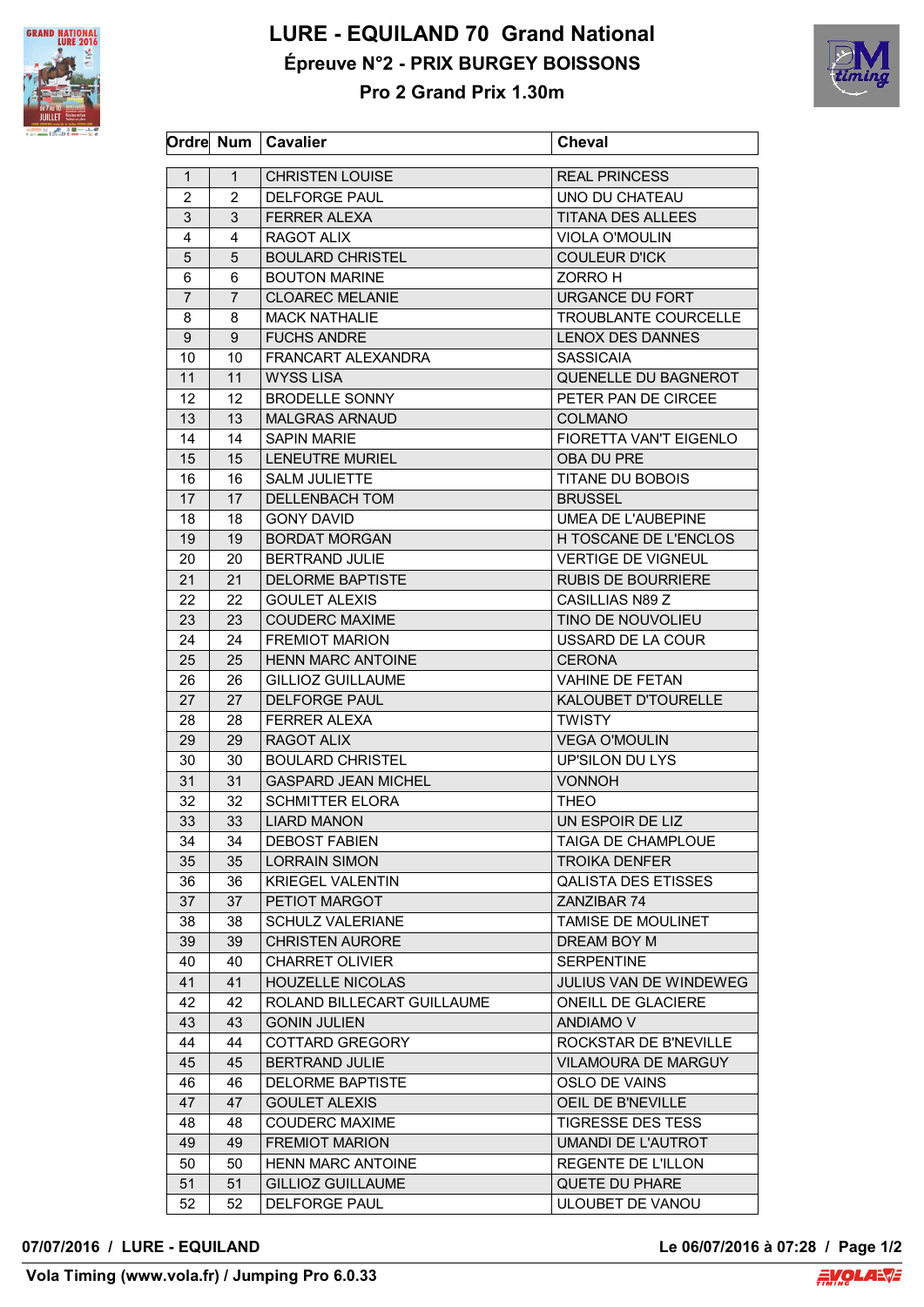# LURE - EQUILAND 70 Grand National

## Épreuve N°2 - PRIX BURGEY BOISSONS

### Pro 2 Grand Prix 1.30m

| Ordre | Num | Cavalier | Cheval |
|---|---|---|---|
| 1 | 1 | CHRISTEN LOUISE | REAL PRINCESS |
| 2 | 2 | DELFORGE PAUL | UNO DU CHATEAU |
| 3 | 3 | FERRER ALEXA | TITANA DES ALLEES |
| 4 | 4 | RAGOT ALIX | VIOLA O'MOULIN |
| 5 | 5 | BOULARD CHRISTEL | COULEUR D'ICK |
| 6 | 6 | BOUTON MARINE | ZORRO H |
| 7 | 7 | CLOAREC MELANIE | URGANCE DU FORT |
| 8 | 8 | MACK NATHALIE | TROUBLANTE COURCELLE |
| 9 | 9 | FUCHS ANDRE | LENOX DES DANNES |
| 10 | 10 | FRANCART ALEXANDRA | SASSICAIA |
| 11 | 11 | WYSS LISA | QUENELLE DU BAGNEROT |
| 12 | 12 | BRODELLE SONNY | PETER PAN DE CIRCEE |
| 13 | 13 | MALGRAS ARNAUD | COLMANO |
| 14 | 14 | SAPIN MARIE | FIORETTA VAN'T EIGENLO |
| 15 | 15 | LENEUTRE MURIEL | OBA DU PRE |
| 16 | 16 | SALM JULIETTE | TITANE DU BOBOIS |
| 17 | 17 | DELLENBACH TOM | BRUSSEL |
| 18 | 18 | GONY DAVID | UMEA DE L'AUBEPINE |
| 19 | 19 | BORDAT MORGAN | H TOSCANE DE L'ENCLOS |
| 20 | 20 | BERTRAND JULIE | VERTIGE DE VIGNEUL |
| 21 | 21 | DELORME BAPTISTE | RUBIS DE BOURRIERE |
| 22 | 22 | GOULET ALEXIS | CASILLIAS N89 Z |
| 23 | 23 | COUDERC MAXIME | TINO DE NOUVOLIEU |
| 24 | 24 | FREMIOT MARION | USSARD DE LA COUR |
| 25 | 25 | HENN MARC ANTOINE | CERONA |
| 26 | 26 | GILLIOZ GUILLAUME | VAHINE DE FETAN |
| 27 | 27 | DELFORGE PAUL | KALOUBET D'TOURELLE |
| 28 | 28 | FERRER ALEXA | TWISTY |
| 29 | 29 | RAGOT ALIX | VEGA O'MOULIN |
| 30 | 30 | BOULARD CHRISTEL | UP'SILON DU LYS |
| 31 | 31 | GASPARD JEAN MICHEL | VONNOH |
| 32 | 32 | SCHMITTER ELORA | THEO |
| 33 | 33 | LIARD MANON | UN ESPOIR DE LIZ |
| 34 | 34 | DEBOST FABIEN | TAIGA DE CHAMPLOUE |
| 35 | 35 | LORRAIN SIMON | TROIKA DENFER |
| 36 | 36 | KRIEGEL VALENTIN | QALISTA DES ETISSES |
| 37 | 37 | PETIOT MARGOT | ZANZIBAR 74 |
| 38 | 38 | SCHULZ VALERIANE | TAMISE DE MOULINET |
| 39 | 39 | CHRISTEN AURORE | DREAM BOY M |
| 40 | 40 | CHARRET OLIVIER | SERPENTINE |
| 41 | 41 | HOUZELLE NICOLAS | JULIUS VAN DE WINDEWEG |
| 42 | 42 | ROLAND BILLECART GUILLAUME | ONEILL DE GLACIERE |
| 43 | 43 | GONIN JULIEN | ANDIAMO V |
| 44 | 44 | COTTARD GREGORY | ROCKSTAR DE B'NEVILLE |
| 45 | 45 | BERTRAND JULIE | VILAMOURA DE MARGUY |
| 46 | 46 | DELORME BAPTISTE | OSLO DE VAINS |
| 47 | 47 | GOULET ALEXIS | OEIL DE B'NEVILLE |
| 48 | 48 | COUDERC MAXIME | TIGRESSE DES TESS |
| 49 | 49 | FREMIOT MARION | UMANDI DE L'AUTROT |
| 50 | 50 | HENN MARC ANTOINE | REGENTE DE L'ILLON |
| 51 | 51 | GILLIOZ GUILLAUME | QUETE DU PHARE |
| 52 | 52 | DELFORGE PAUL | ULOUBET DE VANOU |

**07/07/2016 / LURE - EQUILAND** **Le 06/07/2016 à 07:28**

**Vola Timing (www.vola.fr) / Jumping Pro 6.0.33**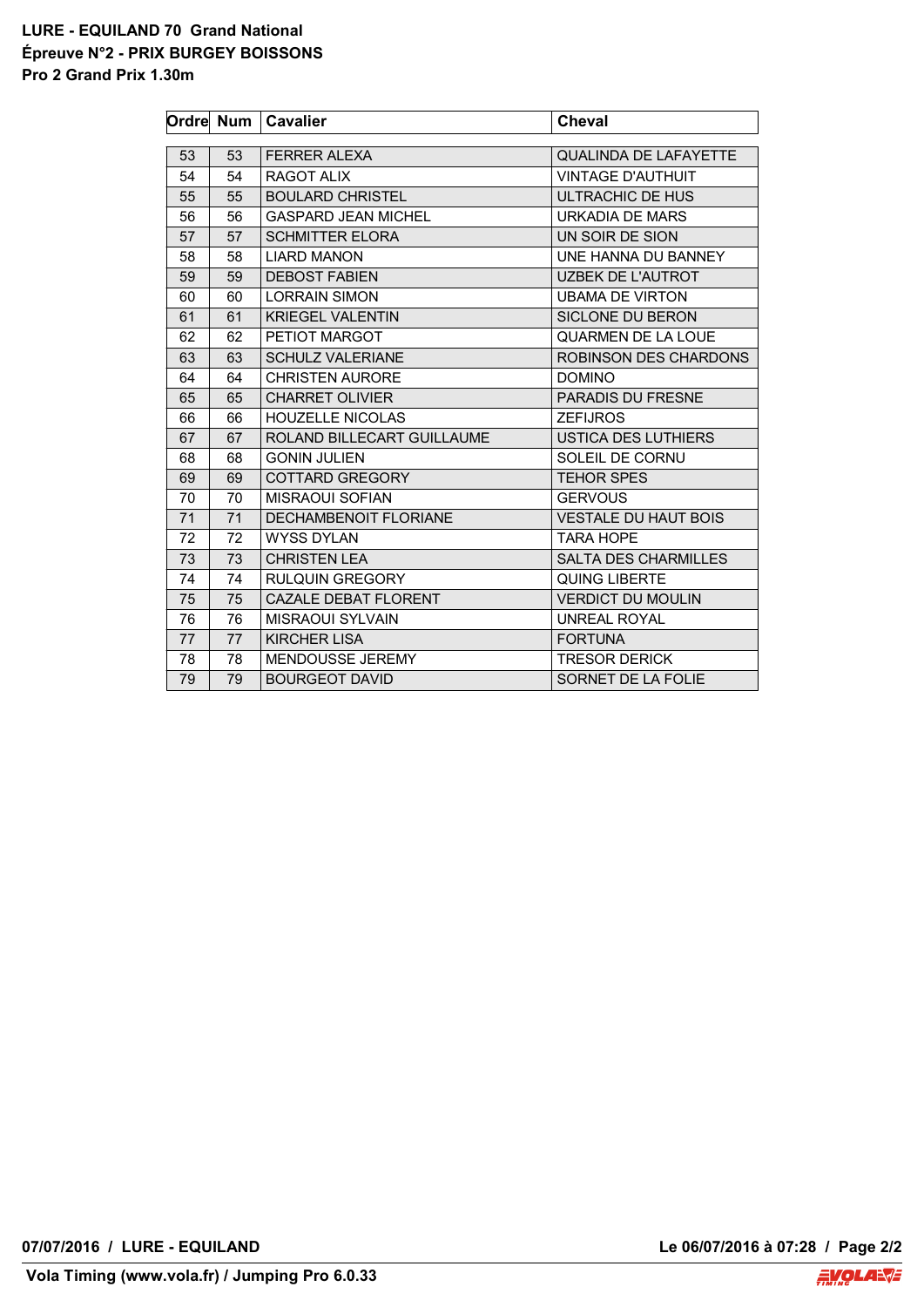**LURE - EQUILAND 70 Grand National**
**Épreuve N°2 - PRIX BURGEY BOISSONS**
**Pro 2 Grand Prix 1.30m**

| Ordre | Num | Cavalier | Cheval |
|---|---|---|---|
| 53 | 53 | FERRER ALEXA | QUALINDA DE LAFAYETTE |
| 54 | 54 | RAGOT ALIX | VINTAGE D'AUTHUIT |
| 55 | 55 | BOULARD CHRISTEL | ULTRACHIC DE HUS |
| 56 | 56 | GASPARD JEAN MICHEL | URKADIA DE MARS |
| 57 | 57 | SCHMITTER ELORA | UN SOIR DE SION |
| 58 | 58 | LIARD MANON | UNE HANNA DU BANNEY |
| 59 | 59 | DEBOST FABIEN | UZBEK DE L'AUTROT |
| 60 | 60 | LORRAIN SIMON | UBAMA DE VIRTON |
| 61 | 61 | KRIEGEL VALENTIN | SICLONE DU BERON |
| 62 | 62 | PETIOT MARGOT | QUARMEN DE LA LOUE |
| 63 | 63 | SCHULZ VALERIANE | ROBINSON DES CHARDONS |
| 64 | 64 | CHRISTEN AURORE | DOMINO |
| 65 | 65 | CHARRET OLIVIER | PARADIS DU FRESNE |
| 66 | 66 | HOUZELLE NICOLAS | ZEFIJROS |
| 67 | 67 | ROLAND BILLECART GUILLAUME | USTICA DES LUTHIERS |
| 68 | 68 | GONIN JULIEN | SOLEIL DE CORNU |
| 69 | 69 | COTTARD GREGORY | TEHOR SPES |
| 70 | 70 | MISRAOUI SOFIAN | GERVOUS |
| 71 | 71 | DECHAMBENOIT FLORIANE | VESTALE DU HAUT BOIS |
| 72 | 72 | WYSS DYLAN | TARA HOPE |
| 73 | 73 | CHRISTEN LEA | SALTA DES CHARMILLES |
| 74 | 74 | RULQUIN GREGORY | QUING LIBERTE |
| 75 | 75 | CAZALE DEBAT FLORENT | VERDICT DU MOULIN |
| 76 | 76 | MISRAOUI SYLVAIN | UNREAL ROYAL |
| 77 | 77 | KIRCHER LISA | FORTUNA |
| 78 | 78 | MENDOUSSE JEREMY | TRESOR DERICK |
| 79 | 79 | BOURGEOT DAVID | SORNET DE LA FOLIE |